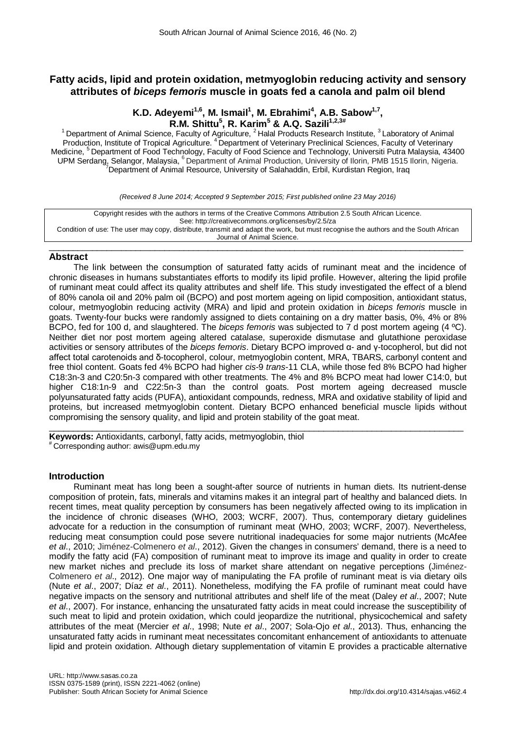# Fatty acids, lipid and protein oxidation, metmyoglobin reducing activity and sensory attributes of *biceps femoris* muscle in goats fed a canola and palm oil blend

**K.D. Adeyemi[1,6], M. Ismail[1], M. Ebrahimi[4], A.B. Sabow[1,7], R.M. Shittu[5], R. Karim[5] & A.Q. Sazili[1,2,3#]**

[1] Department of Animal Science, Faculty of Agriculture, [2] Halal Products Research Institute, [3] Laboratory of Animal Production, Institute of Tropical Agriculture. [4] Department of Veterinary Preclinical Sciences, Faculty of Veterinary Medicine, [5] Department of Food Technology, Faculty of Food Science and Technology, Universiti Putra Malaysia, 43400 UPM Serdang, Selangor, Malaysia, [6] Department of Animal Production, University of Ilorin, PMB 1515 Ilorin, Nigeria. [7] Department of Animal Resource, University of Salahaddin, Erbil, Kurdistan Region, Iraq

*(Received 8 June 2014; Accepted 9 September 2015; First published online 23 May 2016)*

Copyright resides with the authors in terms of the Creative Commons Attribution 2.5 South African Licence.
See: http://creativecommons.org/licenses/by/2.5/za
Condition of use: The user may copy, distribute, transmit and adapt the work, but must recognise the authors and the South African Journal of Animal Science.

## Abstract

The link between the consumption of saturated fatty acids of ruminant meat and the incidence of chronic diseases in humans substantiates efforts to modify its lipid profile. However, altering the lipid profile of ruminant meat could affect its quality attributes and shelf life. This study investigated the effect of a blend of 80% canola oil and 20% palm oil (BCPO) and post mortem ageing on lipid composition, antioxidant status, colour, metmyoglobin reducing activity (MRA) and lipid and protein oxidation in *biceps femoris* muscle in goats. Twenty-four bucks were randomly assigned to diets containing on a dry matter basis, 0%, 4% or 8% BCPO, fed for 100 d, and slaughtered. The *biceps femoris* was subjected to 7 d post mortem ageing (4 ºC). Neither diet nor post mortem ageing altered catalase, superoxide dismutase and glutathione peroxidase activities or sensory attributes of the *biceps femoris*. Dietary BCPO improved α- and γ-tocopherol, but did not affect total carotenoids and δ-tocopherol, colour, metmyoglobin content, MRA, TBARS, carbonyl content and free thiol content. Goats fed 4% BCPO had higher *cis*-9 *trans*-11 CLA, while those fed 8% BCPO had higher C18:3n-3 and C20:5n-3 compared with other treatments. The 4% and 8% BCPO meat had lower C14:0, but higher C18:1n-9 and C22:5n-3 than the control goats. Post mortem ageing decreased muscle polyunsaturated fatty acids (PUFA), antioxidant compounds, redness, MRA and oxidative stability of lipid and proteins, but increased metmyoglobin content. Dietary BCPO enhanced beneficial muscle lipids without compromising the sensory quality, and lipid and protein stability of the goat meat.

**Keywords:** Antioxidants, carbonyl, fatty acids, metmyoglobin, thiol

# Corresponding author: awis@upm.edu.my

## Introduction

Ruminant meat has long been a sought-after source of nutrients in human diets. Its nutrient-dense composition of protein, fats, minerals and vitamins makes it an integral part of healthy and balanced diets. In recent times, meat quality perception by consumers has been negatively affected owing to its implication in the incidence of chronic diseases (WHO, 2003; WCRF, 2007). Thus, contemporary dietary guidelines advocate for a reduction in the consumption of ruminant meat (WHO, 2003; WCRF, 2007). Nevertheless, reducing meat consumption could pose severe nutritional inadequacies for some major nutrients (McAfee *et al*., 2010; Jiménez-Colmenero *et al*., 2012). Given the changes in consumers' demand, there is a need to modify the fatty acid (FA) composition of ruminant meat to improve its image and quality in order to create new market niches and preclude its loss of market share attendant on negative perceptions (Jiménez-Colmenero *et al*., 2012). One major way of manipulating the FA profile of ruminant meat is via dietary oils (Nute *et al*., 2007; Díaz *et al*., 2011). Nonetheless, modifying the FA profile of ruminant meat could have negative impacts on the sensory and nutritional attributes and shelf life of the meat (Daley *et al*., 2007; Nute *et al*., 2007). For instance, enhancing the unsaturated fatty acids in meat could increase the susceptibility of such meat to lipid and protein oxidation, which could jeopardize the nutritional, physicochemical and safety attributes of the meat (Mercier *et al*., 1998; Nute *et al*., 2007; Sola-Ojo *et al*., 2013). Thus, enhancing the unsaturated fatty acids in ruminant meat necessitates concomitant enhancement of antioxidants to attenuate lipid and protein oxidation. Although dietary supplementation of vitamin E provides a practicable alternative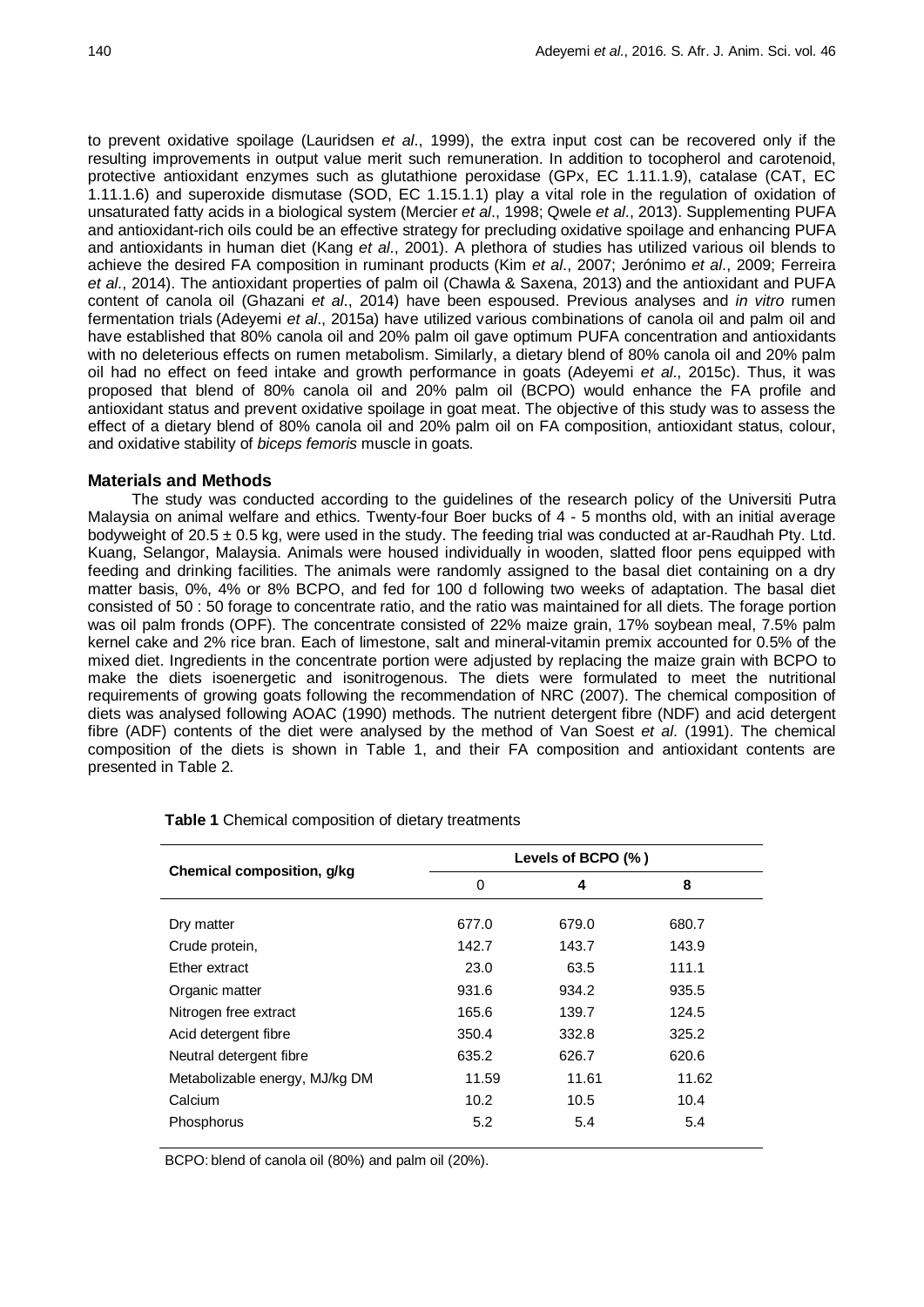to prevent oxidative spoilage (Lauridsen *et al*., 1999), the extra input cost can be recovered only if the resulting improvements in output value merit such remuneration. In addition to tocopherol and carotenoid, protective antioxidant enzymes such as glutathione peroxidase (GPx, EC 1.11.1.9), catalase (CAT, EC 1.11.1.6) and superoxide dismutase (SOD, EC 1.15.1.1) play a vital role in the regulation of oxidation of unsaturated fatty acids in a biological system (Mercier *et al*., 1998; Qwele *et al*., 2013). Supplementing PUFA and antioxidant-rich oils could be an effective strategy for precluding oxidative spoilage and enhancing PUFA and antioxidants in human diet (Kang *et al*., 2001). A plethora of studies has utilized various oil blends to achieve the desired FA composition in ruminant products (Kim *et al*., 2007; Jerónimo *et al*., 2009; Ferreira *et al*., 2014). The antioxidant properties of palm oil (Chawla & Saxena, 2013) and the antioxidant and PUFA content of canola oil (Ghazani *et al*., 2014) have been espoused. Previous analyses and *in vitro* rumen fermentation trials (Adeyemi *et al*., 2015a) have utilized various combinations of canola oil and palm oil and have established that 80% canola oil and 20% palm oil gave optimum PUFA concentration and antioxidants with no deleterious effects on rumen metabolism. Similarly, a dietary blend of 80% canola oil and 20% palm oil had no effect on feed intake and growth performance in goats (Adeyemi *et al*., 2015c). Thus, it was proposed that blend of 80% canola oil and 20% palm oil (BCPO) would enhance the FA profile and antioxidant status and prevent oxidative spoilage in goat meat. The objective of this study was to assess the effect of a dietary blend of 80% canola oil and 20% palm oil on FA composition, antioxidant status, colour, and oxidative stability of *biceps femoris* muscle in goats.

## Materials and Methods

The study was conducted according to the guidelines of the research policy of the Universiti Putra Malaysia on animal welfare and ethics. Twenty-four Boer bucks of 4 - 5 months old, with an initial average bodyweight of 20.5 ± 0.5 kg, were used in the study. The feeding trial was conducted at ar-Raudhah Pty. Ltd. Kuang, Selangor, Malaysia. Animals were housed individually in wooden, slatted floor pens equipped with feeding and drinking facilities. The animals were randomly assigned to the basal diet containing on a dry matter basis, 0%, 4% or 8% BCPO, and fed for 100 d following two weeks of adaptation. The basal diet consisted of 50 : 50 forage to concentrate ratio, and the ratio was maintained for all diets. The forage portion was oil palm fronds (OPF). The concentrate consisted of 22% maize grain, 17% soybean meal, 7.5% palm kernel cake and 2% rice bran. Each of limestone, salt and mineral-vitamin premix accounted for 0.5% of the mixed diet. Ingredients in the concentrate portion were adjusted by replacing the maize grain with BCPO to make the diets isoenergetic and isonitrogenous. The diets were formulated to meet the nutritional requirements of growing goats following the recommendation of NRC (2007). The chemical composition of diets was analysed following AOAC (1990) methods. The nutrient detergent fibre (NDF) and acid detergent fibre (ADF) contents of the diet were analysed by the method of Van Soest *et al*. (1991). The chemical composition of the diets is shown in Table 1, and their FA composition and antioxidant contents are presented in Table 2.

**Table 1** Chemical composition of dietary treatments

| Chemical composition, g/kg | Levels of BCPO (%) | | |
|---|---|---|---|
| | 0 | 4 | 8 |
| Dry matter | 677.0 | 679.0 | 680.7 |
| Crude protein, | 142.7 | 143.7 | 143.9 |
| Ether extract | 23.0 | 63.5 | 111.1 |
| Organic matter | 931.6 | 934.2 | 935.5 |
| Nitrogen free extract | 165.6 | 139.7 | 124.5 |
| Acid detergent fibre | 350.4 | 332.8 | 325.2 |
| Neutral detergent fibre | 635.2 | 626.7 | 620.6 |
| Metabolizable energy, MJ/kg DM | 11.59 | 11.61 | 11.62 |
| Calcium | 10.2 | 10.5 | 10.4 |
| Phosphorus | 5.2 | 5.4 | 5.4 |

BCPO: blend of canola oil (80%) and palm oil (20%).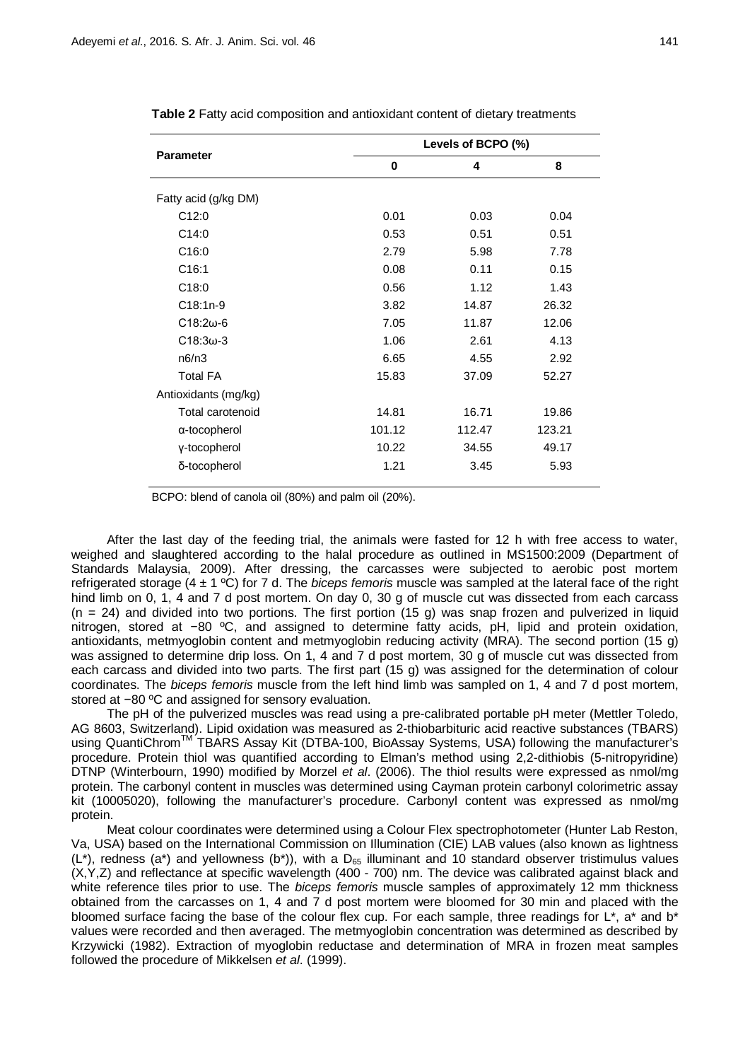**Table 2** Fatty acid composition and antioxidant content of dietary treatments

| Parameter | Levels of BCPO (%) | | |
|---|---|---|---|
| | 0 | 4 | 8 |
| Fatty acid (g/kg DM) | | | |
| C12:0 | 0.01 | 0.03 | 0.04 |
| C14:0 | 0.53 | 0.51 | 0.51 |
| C16:0 | 2.79 | 5.98 | 7.78 |
| C16:1 | 0.08 | 0.11 | 0.15 |
| C18:0 | 0.56 | 1.12 | 1.43 |
| C18:1n-9 | 3.82 | 14.87 | 26.32 |
| C18:2ω-6 | 7.05 | 11.87 | 12.06 |
| C18:3ω-3 | 1.06 | 2.61 | 4.13 |
| n6/n3 | 6.65 | 4.55 | 2.92 |
| Total FA | 15.83 | 37.09 | 52.27 |
| Antioxidants (mg/kg) | | | |
| Total carotenoid | 14.81 | 16.71 | 19.86 |
| α-tocopherol | 101.12 | 112.47 | 123.21 |
| γ-tocopherol | 10.22 | 34.55 | 49.17 |
| δ-tocopherol | 1.21 | 3.45 | 5.93 |

BCPO: blend of canola oil (80%) and palm oil (20%).

After the last day of the feeding trial, the animals were fasted for 12 h with free access to water, weighed and slaughtered according to the halal procedure as outlined in MS1500:2009 (Department of Standards Malaysia, 2009). After dressing, the carcasses were subjected to aerobic post mortem refrigerated storage (4 ± 1 ºC) for 7 d. The *biceps femoris* muscle was sampled at the lateral face of the right hind limb on 0, 1, 4 and 7 d post mortem. On day 0, 30 g of muscle cut was dissected from each carcass (n = 24) and divided into two portions. The first portion (15 g) was snap frozen and pulverized in liquid nitrogen, stored at −80 ºC, and assigned to determine fatty acids, pH, lipid and protein oxidation, antioxidants, metmyoglobin content and metmyoglobin reducing activity (MRA). The second portion (15 g) was assigned to determine drip loss. On 1, 4 and 7 d post mortem, 30 g of muscle cut was dissected from each carcass and divided into two parts. The first part (15 g) was assigned for the determination of colour coordinates. The *biceps femoris* muscle from the left hind limb was sampled on 1, 4 and 7 d post mortem, stored at −80 ºC and assigned for sensory evaluation.

The pH of the pulverized muscles was read using a pre-calibrated portable pH meter (Mettler Toledo, AG 8603, Switzerland). Lipid oxidation was measured as 2-thiobarbituric acid reactive substances (TBARS) using QuantiChrom™ TBARS Assay Kit (DTBA-100, BioAssay Systems, USA) following the manufacturer's procedure. Protein thiol was quantified according to Elman's method using 2,2-dithiobis (5-nitropyridine) DTNP (Winterbourn, 1990) modified by Morzel *et al*. (2006). The thiol results were expressed as nmol/mg protein. The carbonyl content in muscles was determined using Cayman protein carbonyl colorimetric assay kit (10005020), following the manufacturer's procedure. Carbonyl content was expressed as nmol/mg protein.

Meat colour coordinates were determined using a Colour Flex spectrophotometer (Hunter Lab Reston, Va, USA) based on the International Commission on Illumination (CIE) LAB values (also known as lightness (L*), redness (a*) and yellowness (b*)), with a $D_{65}$ illuminant and 10 standard observer tristimulus values (X,Y,Z) and reflectance at specific wavelength (400 - 700) nm. The device was calibrated against black and white reference tiles prior to use. The *biceps femoris* muscle samples of approximately 12 mm thickness obtained from the carcasses on 1, 4 and 7 d post mortem were bloomed for 30 min and placed with the bloomed surface facing the base of the colour flex cup. For each sample, three readings for L*, a* and b* values were recorded and then averaged. The metmyoglobin concentration was determined as described by Krzywicki (1982). Extraction of myoglobin reductase and determination of MRA in frozen meat samples followed the procedure of Mikkelsen *et al*. (1999).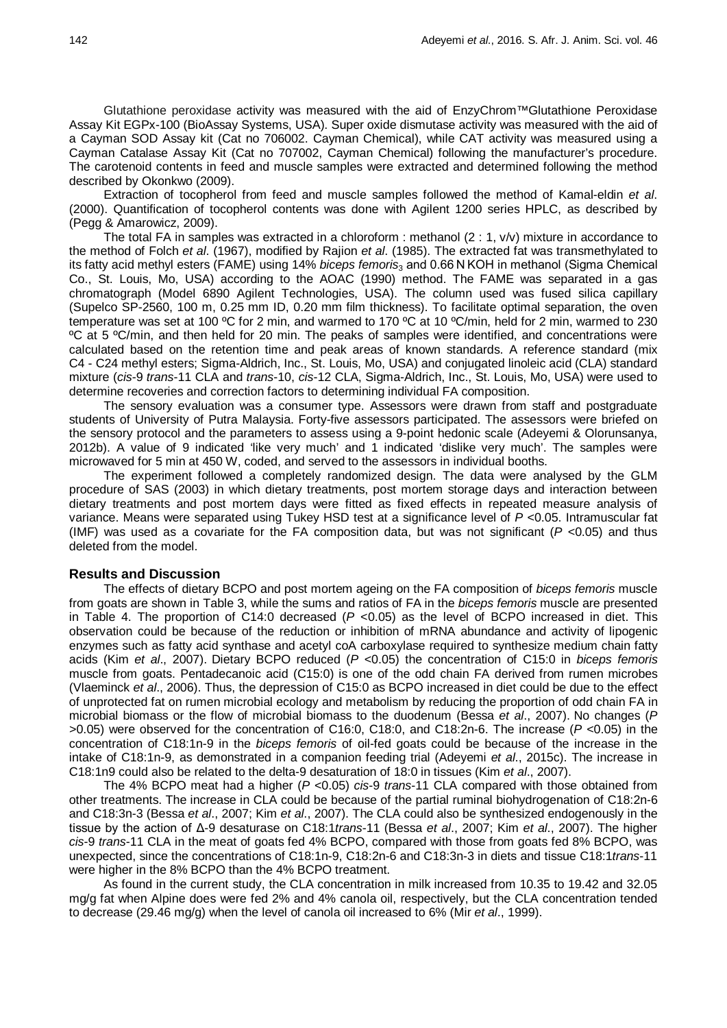Glutathione peroxidase activity was measured with the aid of EnzyChrom™Glutathione Peroxidase Assay Kit EGPx-100 (BioAssay Systems, USA). Super oxide dismutase activity was measured with the aid of a Cayman SOD Assay kit (Cat no 706002. Cayman Chemical), while CAT activity was measured using a Cayman Catalase Assay Kit (Cat no 707002, Cayman Chemical) following the manufacturer's procedure. The carotenoid contents in feed and muscle samples were extracted and determined following the method described by Okonkwo (2009).

Extraction of tocopherol from feed and muscle samples followed the method of Kamal-eldin *et al*. (2000). Quantification of tocopherol contents was done with Agilent 1200 series HPLC, as described by (Pegg & Amarowicz, 2009).

The total FA in samples was extracted in a chloroform : methanol (2 : 1, v/v) mixture in accordance to the method of Folch *et al*. (1967), modified by Rajion *et al*. (1985). The extracted fat was transmethylated to its fatty acid methyl esters (FAME) using 14% *biceps femoris*$_3$ and 0.66 N KOH in methanol (Sigma Chemical Co., St. Louis, Mo, USA) according to the AOAC (1990) method. The FAME was separated in a gas chromatograph (Model 6890 Agilent Technologies, USA). The column used was fused silica capillary (Supelco SP-2560, 100 m, 0.25 mm ID, 0.20 mm film thickness). To facilitate optimal separation, the oven temperature was set at 100 ºC for 2 min, and warmed to 170 ºC at 10 ºC/min, held for 2 min, warmed to 230 ºC at 5 ºC/min, and then held for 20 min. The peaks of samples were identified, and concentrations were calculated based on the retention time and peak areas of known standards. A reference standard (mix C4 - C24 methyl esters; Sigma-Aldrich, Inc., St. Louis, Mo, USA) and conjugated linoleic acid (CLA) standard mixture (*cis*-9 *trans*-11 CLA and *trans*-10, *cis*-12 CLA, Sigma-Aldrich, Inc., St. Louis, Mo, USA) were used to determine recoveries and correction factors to determining individual FA composition.

The sensory evaluation was a consumer type. Assessors were drawn from staff and postgraduate students of University of Putra Malaysia. Forty-five assessors participated. The assessors were briefed on the sensory protocol and the parameters to assess using a 9-point hedonic scale (Adeyemi & Olorunsanya, 2012b). A value of 9 indicated 'like very much' and 1 indicated 'dislike very much'. The samples were microwaved for 5 min at 450 W, coded, and served to the assessors in individual booths.

The experiment followed a completely randomized design. The data were analysed by the GLM procedure of SAS (2003) in which dietary treatments, post mortem storage days and interaction between dietary treatments and post mortem days were fitted as fixed effects in repeated measure analysis of variance. Means were separated using Tukey HSD test at a significance level of $P$ <0.05. Intramuscular fat (IMF) was used as a covariate for the FA composition data, but was not significant ($P$ <0.05) and thus deleted from the model.

## Results and Discussion

The effects of dietary BCPO and post mortem ageing on the FA composition of *biceps femoris* muscle from goats are shown in Table 3, while the sums and ratios of FA in the *biceps femoris* muscle are presented in Table 4. The proportion of C14:0 decreased ($P$ <0.05) as the level of BCPO increased in diet. This observation could be because of the reduction or inhibition of mRNA abundance and activity of lipogenic enzymes such as fatty acid synthase and acetyl coA carboxylase required to synthesize medium chain fatty acids (Kim *et al*., 2007). Dietary BCPO reduced ($P$ <0.05) the concentration of C15:0 in *biceps femoris* muscle from goats. Pentadecanoic acid (C15:0) is one of the odd chain FA derived from rumen microbes (Vlaeminck *et al*., 2006). Thus, the depression of C15:0 as BCPO increased in diet could be due to the effect of unprotected fat on rumen microbial ecology and metabolism by reducing the proportion of odd chain FA in microbial biomass or the flow of microbial biomass to the duodenum (Bessa *et al*., 2007). No changes ($P$ >0.05) were observed for the concentration of C16:0, C18:0, and C18:2n-6. The increase ($P$ <0.05) in the concentration of C18:1n-9 in the *biceps femoris* of oil-fed goats could be because of the increase in the intake of C18:1n-9, as demonstrated in a companion feeding trial (Adeyemi *et al*., 2015c). The increase in C18:1n9 could also be related to the delta-9 desaturation of 18:0 in tissues (Kim *et al*., 2007).

The 4% BCPO meat had a higher ($P$ <0.05) *cis*-9 *trans*-11 CLA compared with those obtained from other treatments. The increase in CLA could be because of the partial ruminal biohydrogenation of C18:2n-6 and C18:3n-3 (Bessa *et al*., 2007; Kim *et al*., 2007). The CLA could also be synthesized endogenously in the tissue by the action of Δ-9 desaturase on C18:1*trans*-11 (Bessa *et al*., 2007; Kim *et al*., 2007). The higher *cis*-9 *trans*-11 CLA in the meat of goats fed 4% BCPO, compared with those from goats fed 8% BCPO, was unexpected, since the concentrations of C18:1n-9, C18:2n-6 and C18:3n-3 in diets and tissue C18:1*trans*-11 were higher in the 8% BCPO than the 4% BCPO treatment.

As found in the current study, the CLA concentration in milk increased from 10.35 to 19.42 and 32.05 mg/g fat when Alpine does were fed 2% and 4% canola oil, respectively, but the CLA concentration tended to decrease (29.46 mg/g) when the level of canola oil increased to 6% (Mir *et al*., 1999).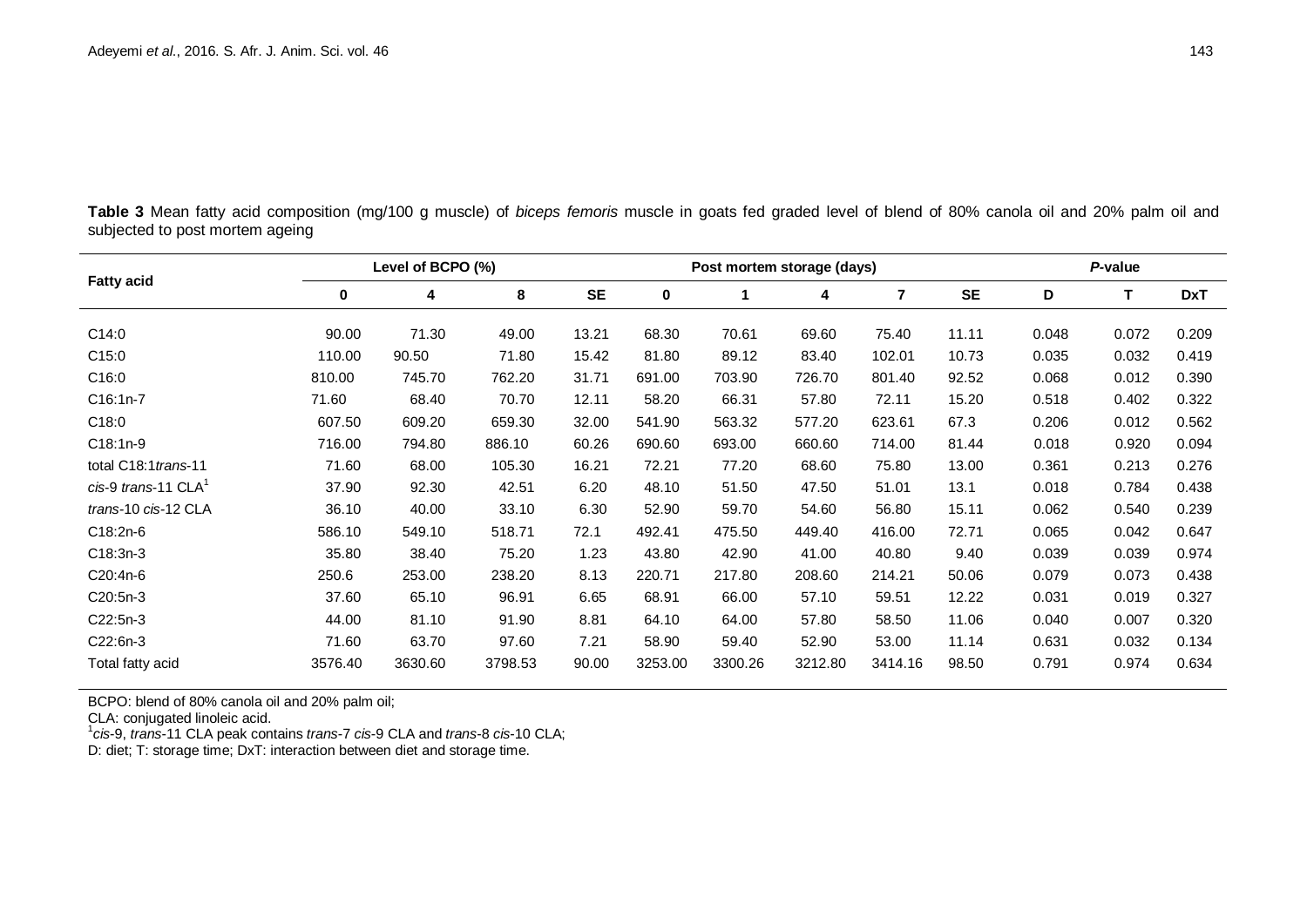**Table 3** Mean fatty acid composition (mg/100 g muscle) of *biceps femoris* muscle in goats fed graded level of blend of 80% canola oil and 20% palm oil and subjected to post mortem ageing

| Fatty acid | Level of BCPO (%) | | | | Post mortem storage (days) | | | | | *P*-value | | |
|---|---|---|---|---|---|---|---|---|---|---|---|---|
| | 0 | 4 | 8 | SE | 0 | 1 | 4 | 7 | SE | D | T | DxT |
| C14:0 | 90.00 | 71.30 | 49.00 | 13.21 | 68.30 | 70.61 | 69.60 | 75.40 | 11.11 | 0.048 | 0.072 | 0.209 |
| C15:0 | 110.00 | 90.50 | 71.80 | 15.42 | 81.80 | 89.12 | 83.40 | 102.01 | 10.73 | 0.035 | 0.032 | 0.419 |
| C16:0 | 810.00 | 745.70 | 762.20 | 31.71 | 691.00 | 703.90 | 726.70 | 801.40 | 92.52 | 0.068 | 0.012 | 0.390 |
| C16:1n-7 | 71.60 | 68.40 | 70.70 | 12.11 | 58.20 | 66.31 | 57.80 | 72.11 | 15.20 | 0.518 | 0.402 | 0.322 |
| C18:0 | 607.50 | 609.20 | 659.30 | 32.00 | 541.90 | 563.32 | 577.20 | 623.61 | 67.3 | 0.206 | 0.012 | 0.562 |
| C18:1n-9 | 716.00 | 794.80 | 886.10 | 60.26 | 690.60 | 693.00 | 660.60 | 714.00 | 81.44 | 0.018 | 0.920 | 0.094 |
| total C18:1*trans*-11 | 71.60 | 68.00 | 105.30 | 16.21 | 72.21 | 77.20 | 68.60 | 75.80 | 13.00 | 0.361 | 0.213 | 0.276 |
| *cis*-9 *trans*-11 CLA[1] | 37.90 | 92.30 | 42.51 | 6.20 | 48.10 | 51.50 | 47.50 | 51.01 | 13.1 | 0.018 | 0.784 | 0.438 |
| *trans*-10 *cis*-12 CLA | 36.10 | 40.00 | 33.10 | 6.30 | 52.90 | 59.70 | 54.60 | 56.80 | 15.11 | 0.062 | 0.540 | 0.239 |
| C18:2n-6 | 586.10 | 549.10 | 518.71 | 72.1 | 492.41 | 475.50 | 449.40 | 416.00 | 72.71 | 0.065 | 0.042 | 0.647 |
| C18:3n-3 | 35.80 | 38.40 | 75.20 | 1.23 | 43.80 | 42.90 | 41.00 | 40.80 | 9.40 | 0.039 | 0.039 | 0.974 |
| C20:4n-6 | 250.6 | 253.00 | 238.20 | 8.13 | 220.71 | 217.80 | 208.60 | 214.21 | 50.06 | 0.079 | 0.073 | 0.438 |
| C20:5n-3 | 37.60 | 65.10 | 96.91 | 6.65 | 68.91 | 66.00 | 57.10 | 59.51 | 12.22 | 0.031 | 0.019 | 0.327 |
| C22:5n-3 | 44.00 | 81.10 | 91.90 | 8.81 | 64.10 | 64.00 | 57.80 | 58.50 | 11.06 | 0.040 | 0.007 | 0.320 |
| C22:6n-3 | 71.60 | 63.70 | 97.60 | 7.21 | 58.90 | 59.40 | 52.90 | 53.00 | 11.14 | 0.631 | 0.032 | 0.134 |
| Total fatty acid | 3576.40 | 3630.60 | 3798.53 | 90.00 | 3253.00 | 3300.26 | 3212.80 | 3414.16 | 98.50 | 0.791 | 0.974 | 0.634 |

BCPO: blend of 80% canola oil and 20% palm oil;
CLA: conjugated linoleic acid.
[1]*cis*-9, *trans*-11 CLA peak contains *trans*-7 *cis*-9 CLA and *trans*-8 *cis*-10 CLA;
D: diet; T: storage time; DxT: interaction between diet and storage time.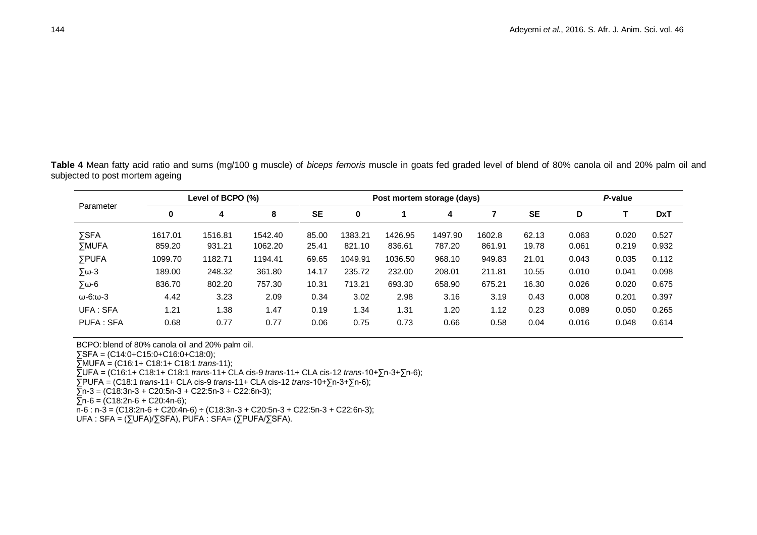**Table 4** Mean fatty acid ratio and sums (mg/100 g muscle) of *biceps femoris* muscle in goats fed graded level of blend of 80% canola oil and 20% palm oil and subjected to post mortem ageing

| Parameter | Level of BCPO (%) | | | | Post mortem storage (days) | | | | | *P*-value | | |
|---|---|---|---|---|---|---|---|---|---|---|---|---|
| | 0 | 4 | 8 | SE | 0 | 1 | 4 | 7 | SE | D | T | DxT |
| ∑SFA | 1617.01 | 1516.81 | 1542.40 | 85.00 | 1383.21 | 1426.95 | 1497.90 | 1602.8 | 62.13 | 0.063 | 0.020 | 0.527 |
| ∑MUFA | 859.20 | 931.21 | 1062.20 | 25.41 | 821.10 | 836.61 | 787.20 | 861.91 | 19.78 | 0.061 | 0.219 | 0.932 |
| ∑PUFA | 1099.70 | 1182.71 | 1194.41 | 69.65 | 1049.91 | 1036.50 | 968.10 | 949.83 | 21.01 | 0.043 | 0.035 | 0.112 |
| ∑ω-3 | 189.00 | 248.32 | 361.80 | 14.17 | 235.72 | 232.00 | 208.01 | 211.81 | 10.55 | 0.010 | 0.041 | 0.098 |
| ∑ω-6 | 836.70 | 802.20 | 757.30 | 10.31 | 713.21 | 693.30 | 658.90 | 675.21 | 16.30 | 0.026 | 0.020 | 0.675 |
| ω-6:ω-3 | 4.42 | 3.23 | 2.09 | 0.34 | 3.02 | 2.98 | 3.16 | 3.19 | 0.43 | 0.008 | 0.201 | 0.397 |
| UFA : SFA | 1.21 | 1.38 | 1.47 | 0.19 | 1.34 | 1.31 | 1.20 | 1.12 | 0.23 | 0.089 | 0.050 | 0.265 |
| PUFA : SFA | 0.68 | 0.77 | 0.77 | 0.06 | 0.75 | 0.73 | 0.66 | 0.58 | 0.04 | 0.016 | 0.048 | 0.614 |

BCPO: blend of 80% canola oil and 20% palm oil.
∑SFA = (C14:0+C15:0+C16:0+C18:0);
∑MUFA = (C16:1+ C18:1+ C18:1 *trans*-11);
∑UFA = (C16:1+ C18:1+ C18:1 *trans*-11+ CLA cis-9 *trans*-11+ CLA cis-12 *trans*-10+∑n-3+∑n-6);
∑PUFA = (C18:1 *trans*-11+ CLA cis-9 *trans*-11+ CLA cis-12 *trans*-10+∑n-3+∑n-6);
∑n-3 = (C18:3n-3 + C20:5n-3 + C22:5n-3 + C22:6n-3);
∑n-6 = (C18:2n-6 + C20:4n-6);
n-6 : n-3 = (C18:2n-6 + C20:4n-6) ÷ (C18:3n-3 + C20:5n-3 + C22:5n-3 + C22:6n-3);
UFA : SFA = (∑UFA)/∑SFA), PUFA : SFA= (∑PUFA/∑SFA).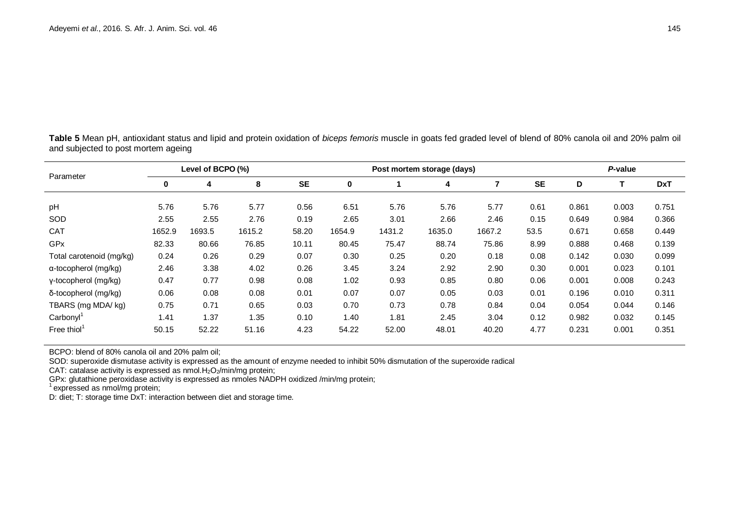**Table 5** Mean pH, antioxidant status and lipid and protein oxidation of *biceps femoris* muscle in goats fed graded level of blend of 80% canola oil and 20% palm oil and subjected to post mortem ageing

| Parameter | Level of BCPO (%) | | | | Post mortem storage (days) | | | | | *P*-value | | |
|---|---|---|---|---|---|---|---|---|---|---|---|---|
| | **0** | **4** | **8** | **SE** | **0** | **1** | **4** | **7** | **SE** | **D** | **T** | **DxT** |
| pH | 5.76 | 5.76 | 5.77 | 0.56 | 6.51 | 5.76 | 5.76 | 5.77 | 0.61 | 0.861 | 0.003 | 0.751 |
| SOD | 2.55 | 2.55 | 2.76 | 0.19 | 2.65 | 3.01 | 2.66 | 2.46 | 0.15 | 0.649 | 0.984 | 0.366 |
| CAT | 1652.9 | 1693.5 | 1615.2 | 58.20 | 1654.9 | 1431.2 | 1635.0 | 1667.2 | 53.5 | 0.671 | 0.658 | 0.449 |
| GPx | 82.33 | 80.66 | 76.85 | 10.11 | 80.45 | 75.47 | 88.74 | 75.86 | 8.99 | 0.888 | 0.468 | 0.139 |
| Total carotenoid (mg/kg) | 0.24 | 0.26 | 0.29 | 0.07 | 0.30 | 0.25 | 0.20 | 0.18 | 0.08 | 0.142 | 0.030 | 0.099 |
| α-tocopherol (mg/kg) | 2.46 | 3.38 | 4.02 | 0.26 | 3.45 | 3.24 | 2.92 | 2.90 | 0.30 | 0.001 | 0.023 | 0.101 |
| γ-tocopherol (mg/kg) | 0.47 | 0.77 | 0.98 | 0.08 | 1.02 | 0.93 | 0.85 | 0.80 | 0.06 | 0.001 | 0.008 | 0.243 |
| δ-tocopherol (mg/kg) | 0.06 | 0.08 | 0.08 | 0.01 | 0.07 | 0.07 | 0.05 | 0.03 | 0.01 | 0.196 | 0.010 | 0.311 |
| TBARS (mg MDA/ kg) | 0.75 | 0.71 | 0.65 | 0.03 | 0.70 | 0.73 | 0.78 | 0.84 | 0.04 | 0.054 | 0.044 | 0.146 |
| Carbonyl[1] | 1.41 | 1.37 | 1.35 | 0.10 | 1.40 | 1.81 | 2.45 | 3.04 | 0.12 | 0.982 | 0.032 | 0.145 |
| Free thiol[1] | 50.15 | 52.22 | 51.16 | 4.23 | 54.22 | 52.00 | 48.01 | 40.20 | 4.77 | 0.231 | 0.001 | 0.351 |

BCPO: blend of 80% canola oil and 20% palm oil;
SOD: superoxide dismutase activity is expressed as the amount of enzyme needed to inhibit 50% dismutation of the superoxide radical
CAT: catalase activity is expressed as nmol.$H_2O_2$/min/mg protein;
GPx: glutathione peroxidase activity is expressed as nmoles NADPH oxidized /min/mg protein;
[1] expressed as nmol/mg protein;
D: diet; T: storage time DxT: interaction between diet and storage time.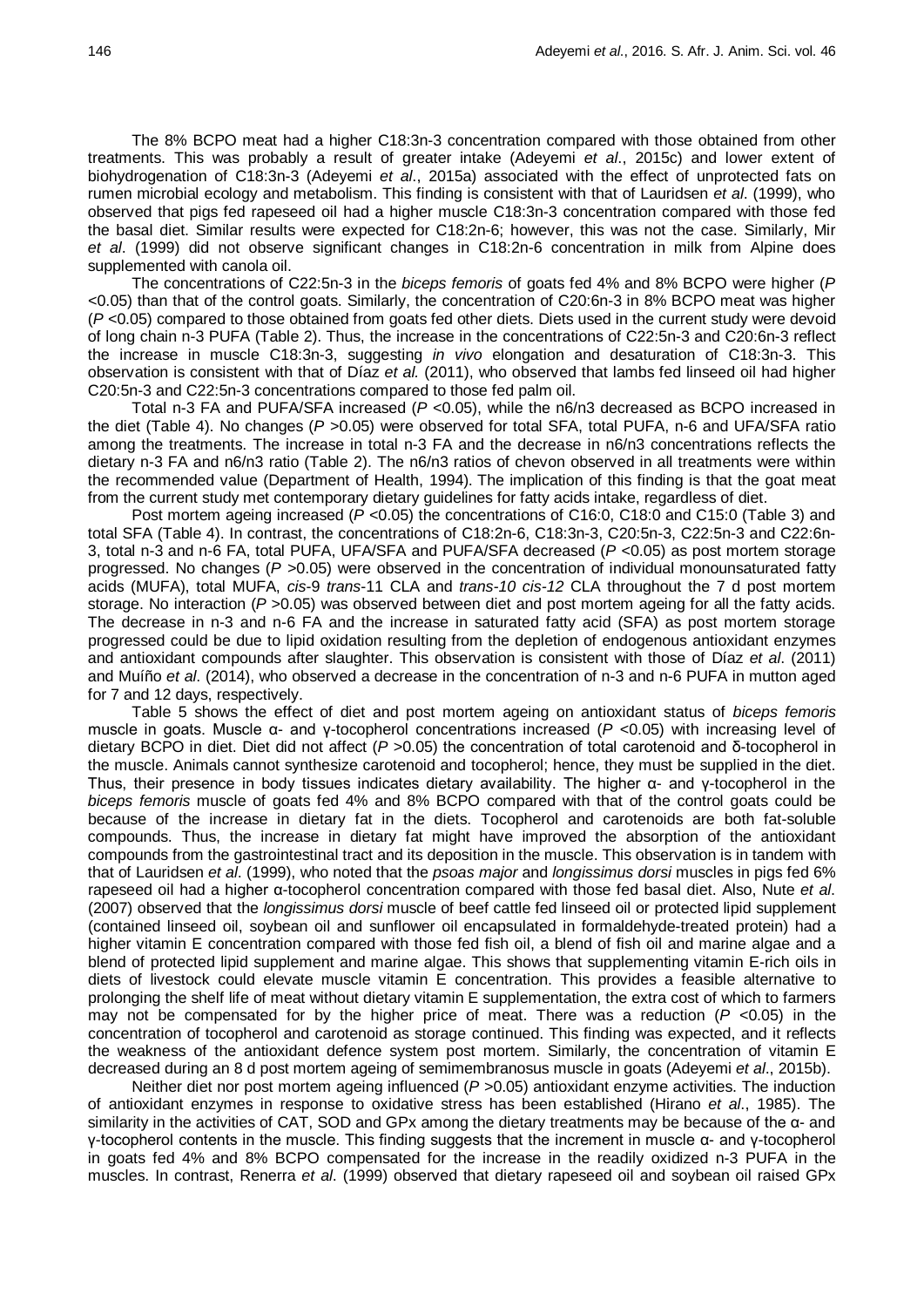The 8% BCPO meat had a higher C18:3n-3 concentration compared with those obtained from other treatments. This was probably a result of greater intake (Adeyemi *et al*., 2015c) and lower extent of biohydrogenation of C18:3n-3 (Adeyemi *et al*., 2015a) associated with the effect of unprotected fats on rumen microbial ecology and metabolism. This finding is consistent with that of Lauridsen *et al*. (1999), who observed that pigs fed rapeseed oil had a higher muscle C18:3n-3 concentration compared with those fed the basal diet. Similar results were expected for C18:2n-6; however, this was not the case. Similarly, Mir *et al*. (1999) did not observe significant changes in C18:2n-6 concentration in milk from Alpine does supplemented with canola oil.

The concentrations of C22:5n-3 in the *biceps femoris* of goats fed 4% and 8% BCPO were higher ($P$ <0.05) than that of the control goats. Similarly, the concentration of C20:6n-3 in 8% BCPO meat was higher ($P$ <0.05) compared to those obtained from goats fed other diets. Diets used in the current study were devoid of long chain n-3 PUFA (Table 2). Thus, the increase in the concentrations of C22:5n-3 and C20:6n-3 reflect the increase in muscle C18:3n-3, suggesting *in vivo* elongation and desaturation of C18:3n-3. This observation is consistent with that of Díaz *et al.* (2011), who observed that lambs fed linseed oil had higher C20:5n-3 and C22:5n-3 concentrations compared to those fed palm oil.

Total n-3 FA and PUFA/SFA increased ($P$ <0.05), while the n6/n3 decreased as BCPO increased in the diet (Table 4). No changes ($P$ >0.05) were observed for total SFA, total PUFA, n-6 and UFA/SFA ratio among the treatments. The increase in total n-3 FA and the decrease in n6/n3 concentrations reflects the dietary n-3 FA and n6/n3 ratio (Table 2). The n6/n3 ratios of chevon observed in all treatments were within the recommended value (Department of Health, 1994). The implication of this finding is that the goat meat from the current study met contemporary dietary guidelines for fatty acids intake, regardless of diet.

Post mortem ageing increased ($P$ <0.05) the concentrations of C16:0, C18:0 and C15:0 (Table 3) and total SFA (Table 4). In contrast, the concentrations of C18:2n-6, C18:3n-3, C20:5n-3, C22:5n-3 and C22:6n-3, total n-3 and n-6 FA, total PUFA, UFA/SFA and PUFA/SFA decreased ($P$ <0.05) as post mortem storage progressed. No changes ($P$ >0.05) were observed in the concentration of individual monounsaturated fatty acids (MUFA), total MUFA, *cis*-9 *trans*-11 CLA and *trans-10 cis-12* CLA throughout the 7 d post mortem storage. No interaction ($P$ >0.05) was observed between diet and post mortem ageing for all the fatty acids. The decrease in n-3 and n-6 FA and the increase in saturated fatty acid (SFA) as post mortem storage progressed could be due to lipid oxidation resulting from the depletion of endogenous antioxidant enzymes and antioxidant compounds after slaughter. This observation is consistent with those of Díaz *et al*. (2011) and Muíño *et al*. (2014), who observed a decrease in the concentration of n-3 and n-6 PUFA in mutton aged for 7 and 12 days, respectively.

Table 5 shows the effect of diet and post mortem ageing on antioxidant status of *biceps femoris* muscle in goats. Muscle α- and γ-tocopherol concentrations increased ($P$ <0.05) with increasing level of dietary BCPO in diet. Diet did not affect ($P$ >0.05) the concentration of total carotenoid and δ-tocopherol in the muscle. Animals cannot synthesize carotenoid and tocopherol; hence, they must be supplied in the diet. Thus, their presence in body tissues indicates dietary availability. The higher α- and γ-tocopherol in the *biceps femoris* muscle of goats fed 4% and 8% BCPO compared with that of the control goats could be because of the increase in dietary fat in the diets. Tocopherol and carotenoids are both fat-soluble compounds. Thus, the increase in dietary fat might have improved the absorption of the antioxidant compounds from the gastrointestinal tract and its deposition in the muscle. This observation is in tandem with that of Lauridsen *et al*. (1999), who noted that the *psoas major* and *longissimus dorsi* muscles in pigs fed 6% rapeseed oil had a higher α-tocopherol concentration compared with those fed basal diet. Also, Nute *et al*. (2007) observed that the *longissimus dorsi* muscle of beef cattle fed linseed oil or protected lipid supplement (contained linseed oil, soybean oil and sunflower oil encapsulated in formaldehyde-treated protein) had a higher vitamin E concentration compared with those fed fish oil, a blend of fish oil and marine algae and a blend of protected lipid supplement and marine algae. This shows that supplementing vitamin E-rich oils in diets of livestock could elevate muscle vitamin E concentration. This provides a feasible alternative to prolonging the shelf life of meat without dietary vitamin E supplementation, the extra cost of which to farmers may not be compensated for by the higher price of meat. There was a reduction ($P$ <0.05) in the concentration of tocopherol and carotenoid as storage continued. This finding was expected, and it reflects the weakness of the antioxidant defence system post mortem. Similarly, the concentration of vitamin E decreased during an 8 d post mortem ageing of semimembranosus muscle in goats (Adeyemi *et al*., 2015b).

Neither diet nor post mortem ageing influenced ($P$ >0.05) antioxidant enzyme activities. The induction of antioxidant enzymes in response to oxidative stress has been established (Hirano *et al*., 1985). The similarity in the activities of CAT, SOD and GPx among the dietary treatments may be because of the α- and γ-tocopherol contents in the muscle. This finding suggests that the increment in muscle α- and γ-tocopherol in goats fed 4% and 8% BCPO compensated for the increase in the readily oxidized n-3 PUFA in the muscles. In contrast, Renerra *et al*. (1999) observed that dietary rapeseed oil and soybean oil raised GPx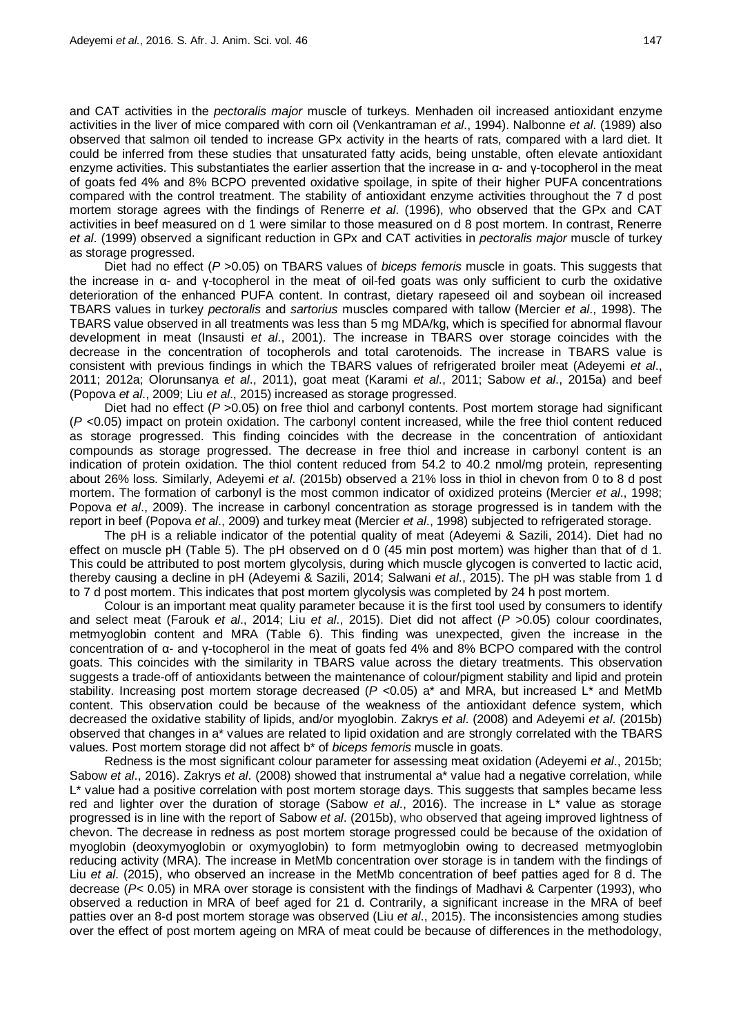and CAT activities in the *pectoralis major* muscle of turkeys. Menhaden oil increased antioxidant enzyme activities in the liver of mice compared with corn oil (Venkantraman *et al*., 1994). Nalbonne *et al*. (1989) also observed that salmon oil tended to increase GPx activity in the hearts of rats, compared with a lard diet. It could be inferred from these studies that unsaturated fatty acids, being unstable, often elevate antioxidant enzyme activities. This substantiates the earlier assertion that the increase in α- and γ-tocopherol in the meat of goats fed 4% and 8% BCPO prevented oxidative spoilage, in spite of their higher PUFA concentrations compared with the control treatment. The stability of antioxidant enzyme activities throughout the 7 d post mortem storage agrees with the findings of Renerre *et al*. (1996), who observed that the GPx and CAT activities in beef measured on d 1 were similar to those measured on d 8 post mortem. In contrast, Renerre *et al*. (1999) observed a significant reduction in GPx and CAT activities in *pectoralis major* muscle of turkey as storage progressed.

Diet had no effect ($P$ >0.05) on TBARS values of *biceps femoris* muscle in goats. This suggests that the increase in α- and γ-tocopherol in the meat of oil-fed goats was only sufficient to curb the oxidative deterioration of the enhanced PUFA content. In contrast, dietary rapeseed oil and soybean oil increased TBARS values in turkey *pectoralis* and *sartorius* muscles compared with tallow (Mercier *et al*., 1998). The TBARS value observed in all treatments was less than 5 mg MDA/kg, which is specified for abnormal flavour development in meat (Insausti *et al*., 2001). The increase in TBARS over storage coincides with the decrease in the concentration of tocopherols and total carotenoids. The increase in TBARS value is consistent with previous findings in which the TBARS values of refrigerated broiler meat (Adeyemi *et al*., 2011; 2012a; Olorunsanya *et al*., 2011), goat meat (Karami *et al*., 2011; Sabow *et al*., 2015a) and beef (Popova *et al*., 2009; Liu *et al*., 2015) increased as storage progressed.

Diet had no effect ($P$ >0.05) on free thiol and carbonyl contents. Post mortem storage had significant ($P$ <0.05) impact on protein oxidation. The carbonyl content increased, while the free thiol content reduced as storage progressed. This finding coincides with the decrease in the concentration of antioxidant compounds as storage progressed. The decrease in free thiol and increase in carbonyl content is an indication of protein oxidation. The thiol content reduced from 54.2 to 40.2 nmol/mg protein, representing about 26% loss. Similarly, Adeyemi *et al*. (2015b) observed a 21% loss in thiol in chevon from 0 to 8 d post mortem. The formation of carbonyl is the most common indicator of oxidized proteins (Mercier *et al*., 1998; Popova *et al*., 2009). The increase in carbonyl concentration as storage progressed is in tandem with the report in beef (Popova *et al*., 2009) and turkey meat (Mercier *et al*., 1998) subjected to refrigerated storage.

The pH is a reliable indicator of the potential quality of meat (Adeyemi & Sazili, 2014). Diet had no effect on muscle pH (Table 5). The pH observed on d 0 (45 min post mortem) was higher than that of d 1. This could be attributed to post mortem glycolysis, during which muscle glycogen is converted to lactic acid, thereby causing a decline in pH (Adeyemi & Sazili, 2014; Salwani *et al*., 2015). The pH was stable from 1 d to 7 d post mortem. This indicates that post mortem glycolysis was completed by 24 h post mortem.

Colour is an important meat quality parameter because it is the first tool used by consumers to identify and select meat (Farouk *et al*., 2014; Liu *et al*., 2015). Diet did not affect ($P$ >0.05) colour coordinates, metmyoglobin content and MRA (Table 6). This finding was unexpected, given the increase in the concentration of α- and γ-tocopherol in the meat of goats fed 4% and 8% BCPO compared with the control goats. This coincides with the similarity in TBARS value across the dietary treatments. This observation suggests a trade-off of antioxidants between the maintenance of colour/pigment stability and lipid and protein stability. Increasing post mortem storage decreased ($P$ <0.05) a* and MRA, but increased L* and MetMb content. This observation could be because of the weakness of the antioxidant defence system, which decreased the oxidative stability of lipids, and/or myoglobin. Zakrys *et al*. (2008) and Adeyemi *et al*. (2015b) observed that changes in a* values are related to lipid oxidation and are strongly correlated with the TBARS values. Post mortem storage did not affect b* of *biceps femoris* muscle in goats.

Redness is the most significant colour parameter for assessing meat oxidation (Adeyemi *et al*., 2015b; Sabow *et al*., 2016). Zakrys *et al*. (2008) showed that instrumental a* value had a negative correlation, while L* value had a positive correlation with post mortem storage days. This suggests that samples became less red and lighter over the duration of storage (Sabow *et al*., 2016). The increase in L* value as storage progressed is in line with the report of Sabow *et al*. (2015b), who observed that ageing improved lightness of chevon. The decrease in redness as post mortem storage progressed could be because of the oxidation of myoglobin (deoxymyoglobin or oxymyoglobin) to form metmyoglobin owing to decreased metmyoglobin reducing activity (MRA). The increase in MetMb concentration over storage is in tandem with the findings of Liu *et al*. (2015), who observed an increase in the MetMb concentration of beef patties aged for 8 d. The decrease ($P$< 0.05) in MRA over storage is consistent with the findings of Madhavi & Carpenter (1993), who observed a reduction in MRA of beef aged for 21 d. Contrarily, a significant increase in the MRA of beef patties over an 8-d post mortem storage was observed (Liu *et al*., 2015). The inconsistencies among studies over the effect of post mortem ageing on MRA of meat could be because of differences in the methodology,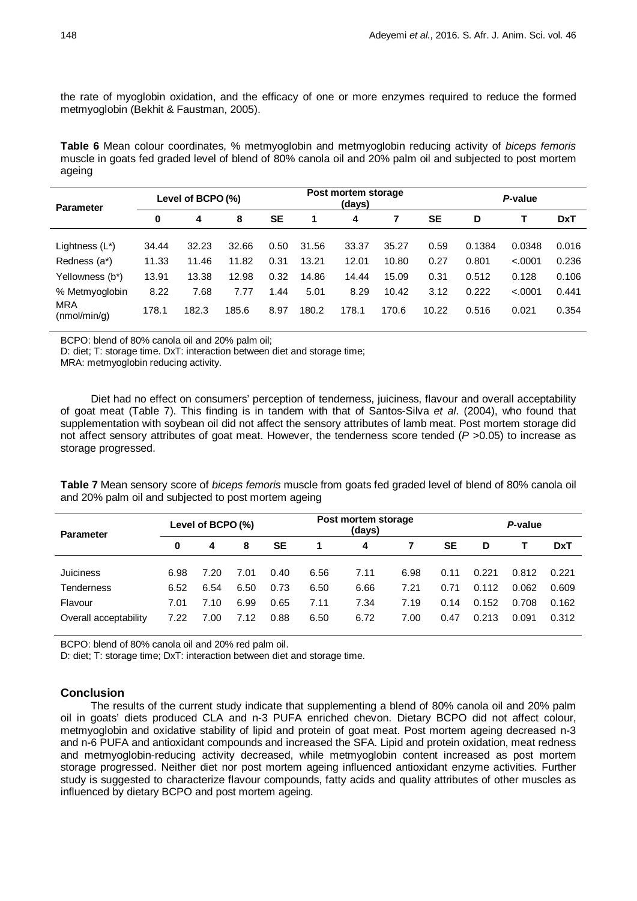the rate of myoglobin oxidation, and the efficacy of one or more enzymes required to reduce the formed metmyoglobin (Bekhit & Faustman, 2005).

**Table 6** Mean colour coordinates, % metmyoglobin and metmyoglobin reducing activity of *biceps femoris* muscle in goats fed graded level of blend of 80% canola oil and 20% palm oil and subjected to post mortem ageing

| Parameter | Level of BCPO (%) | | | | Post mortem storage (days) | | | | *P*-value | | |
|---|---|---|---|---|---|---|---|---|---|---|---|
| | 0 | 4 | 8 | SE | 1 | 4 | 7 | SE | D | T | DxT |
| Lightness (L*) | 34.44 | 32.23 | 32.66 | 0.50 | 31.56 | 33.37 | 35.27 | 0.59 | 0.1384 | 0.0348 | 0.016 |
| Redness (a*) | 11.33 | 11.46 | 11.82 | 0.31 | 13.21 | 12.01 | 10.80 | 0.27 | 0.801 | <.0001 | 0.236 |
| Yellowness (b*) | 13.91 | 13.38 | 12.98 | 0.32 | 14.86 | 14.44 | 15.09 | 0.31 | 0.512 | 0.128 | 0.106 |
| % Metmyoglobin | 8.22 | 7.68 | 7.77 | 1.44 | 5.01 | 8.29 | 10.42 | 3.12 | 0.222 | <.0001 | 0.441 |
| MRA (nmol/min/g) | 178.1 | 182.3 | 185.6 | 8.97 | 180.2 | 178.1 | 170.6 | 10.22 | 0.516 | 0.021 | 0.354 |

BCPO: blend of 80% canola oil and 20% palm oil;
D: diet; T: storage time. DxT: interaction between diet and storage time;
MRA: metmyoglobin reducing activity.

Diet had no effect on consumers' perception of tenderness, juiciness, flavour and overall acceptability of goat meat (Table 7). This finding is in tandem with that of Santos-Silva *et al*. (2004), who found that supplementation with soybean oil did not affect the sensory attributes of lamb meat. Post mortem storage did not affect sensory attributes of goat meat. However, the tenderness score tended ($P$ >0.05) to increase as storage progressed.

**Table 7** Mean sensory score of *biceps femoris* muscle from goats fed graded level of blend of 80% canola oil and 20% palm oil and subjected to post mortem ageing

| Parameter | Level of BCPO (%) | | | | Post mortem storage (days) | | | | *P*-value | | |
|---|---|---|---|---|---|---|---|---|---|---|---|
| | 0 | 4 | 8 | SE | 1 | 4 | 7 | SE | D | T | DxT |
| Juiciness | 6.98 | 7.20 | 7.01 | 0.40 | 6.56 | 7.11 | 6.98 | 0.11 | 0.221 | 0.812 | 0.221 |
| Tenderness | 6.52 | 6.54 | 6.50 | 0.73 | 6.50 | 6.66 | 7.21 | 0.71 | 0.112 | 0.062 | 0.609 |
| Flavour | 7.01 | 7.10 | 6.99 | 0.65 | 7.11 | 7.34 | 7.19 | 0.14 | 0.152 | 0.708 | 0.162 |
| Overall acceptability | 7.22 | 7.00 | 7.12 | 0.88 | 6.50 | 6.72 | 7.00 | 0.47 | 0.213 | 0.091 | 0.312 |

BCPO: blend of 80% canola oil and 20% red palm oil.
D: diet; T: storage time; DxT: interaction between diet and storage time.

## Conclusion

The results of the current study indicate that supplementing a blend of 80% canola oil and 20% palm oil in goats' diets produced CLA and n-3 PUFA enriched chevon. Dietary BCPO did not affect colour, metmyoglobin and oxidative stability of lipid and protein of goat meat. Post mortem ageing decreased n-3 and n-6 PUFA and antioxidant compounds and increased the SFA. Lipid and protein oxidation, meat redness and metmyoglobin-reducing activity decreased, while metmyoglobin content increased as post mortem storage progressed. Neither diet nor post mortem ageing influenced antioxidant enzyme activities. Further study is suggested to characterize flavour compounds, fatty acids and quality attributes of other muscles as influenced by dietary BCPO and post mortem ageing.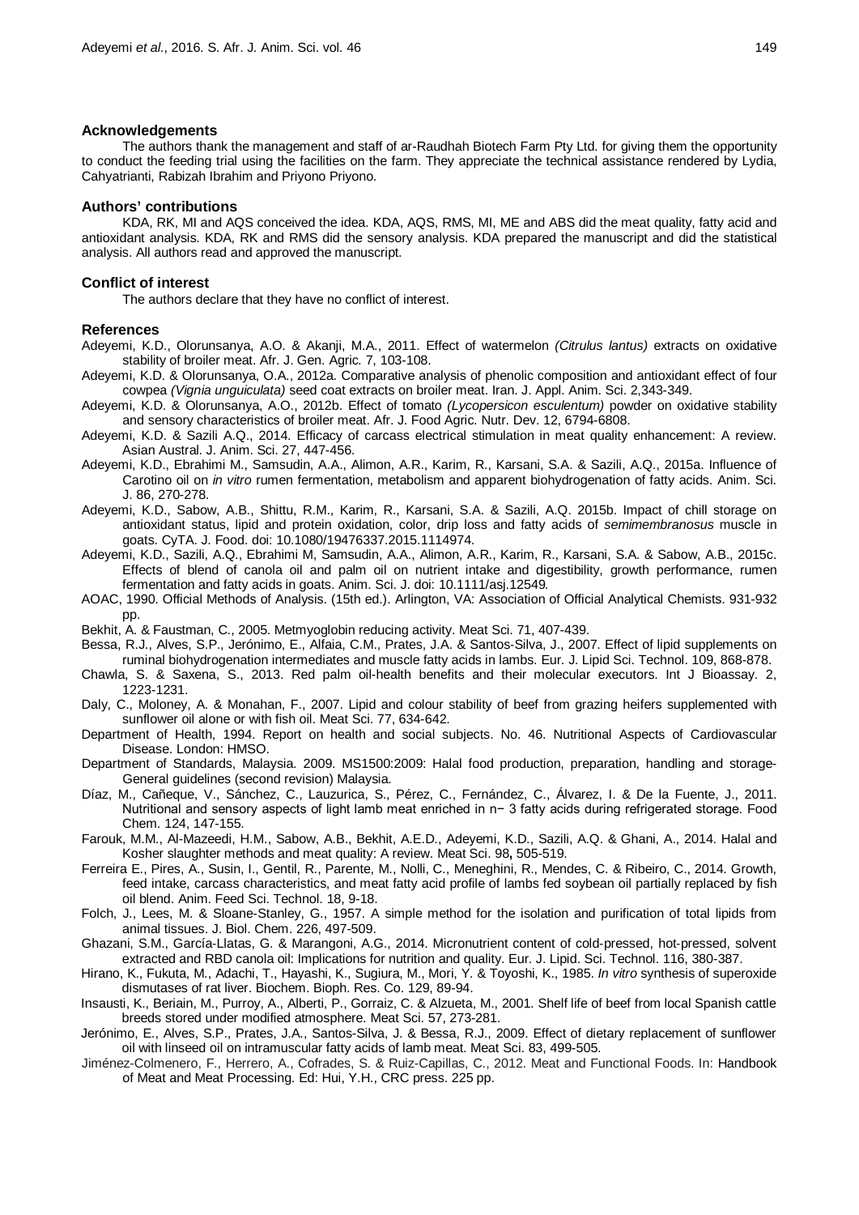## Acknowledgements

The authors thank the management and staff of ar-Raudhah Biotech Farm Pty Ltd. for giving them the opportunity to conduct the feeding trial using the facilities on the farm. They appreciate the technical assistance rendered by Lydia, Cahyatrianti, Rabizah Ibrahim and Priyono Priyono.

## Authors' contributions

KDA, RK, MI and AQS conceived the idea. KDA, AQS, RMS, MI, ME and ABS did the meat quality, fatty acid and antioxidant analysis. KDA, RK and RMS did the sensory analysis. KDA prepared the manuscript and did the statistical analysis. All authors read and approved the manuscript.

## Conflict of interest

The authors declare that they have no conflict of interest.

## References

Adeyemi, K.D., Olorunsanya, A.O. & Akanji, M.A., 2011. Effect of watermelon *(Citrulus lantus)* extracts on oxidative stability of broiler meat. Afr. J. Gen. Agric. 7, 103-108.

Adeyemi, K.D. & Olorunsanya, O.A., 2012a. Comparative analysis of phenolic composition and antioxidant effect of four cowpea *(Vignia unguiculata)* seed coat extracts on broiler meat. Iran. J. Appl. Anim. Sci. 2,343-349.

Adeyemi, K.D. & Olorunsanya, A.O., 2012b. Effect of tomato *(Lycopersicon esculentum)* powder on oxidative stability and sensory characteristics of broiler meat. Afr. J. Food Agric. Nutr. Dev. 12, 6794-6808.

Adeyemi, K.D. & Sazili A.Q., 2014. Efficacy of carcass electrical stimulation in meat quality enhancement: A review. Asian Austral. J. Anim. Sci. 27, 447-456.

Adeyemi, K.D., Ebrahimi M., Samsudin, A.A., Alimon, A.R., Karim, R., Karsani, S.A. & Sazili, A.Q., 2015a. Influence of Carotino oil on *in vitro* rumen fermentation, metabolism and apparent biohydrogenation of fatty acids. Anim. Sci. J. 86, 270-278.

Adeyemi, K.D., Sabow, A.B., Shittu, R.M., Karim, R., Karsani, S.A. & Sazili, A.Q. 2015b. Impact of chill storage on antioxidant status, lipid and protein oxidation, color, drip loss and fatty acids of *semimembranosus* muscle in goats. CyTA. J. Food. doi: 10.1080/19476337.2015.1114974.

Adeyemi, K.D., Sazili, A.Q., Ebrahimi M, Samsudin, A.A., Alimon, A.R., Karim, R., Karsani, S.A. & Sabow, A.B., 2015c. Effects of blend of canola oil and palm oil on nutrient intake and digestibility, growth performance, rumen fermentation and fatty acids in goats. Anim. Sci. J. doi: 10.1111/asj.12549.

AOAC, 1990. Official Methods of Analysis. (15th ed.). Arlington, VA: Association of Official Analytical Chemists. 931-932 pp.

Bekhit, A. & Faustman, C., 2005. Metmyoglobin reducing activity. Meat Sci. 71, 407-439.

Bessa, R.J., Alves, S.P., Jerónimo, E., Alfaia, C.M., Prates, J.A. & Santos-Silva, J., 2007. Effect of lipid supplements on ruminal biohydrogenation intermediates and muscle fatty acids in lambs. Eur. J. Lipid Sci. Technol. 109, 868-878.

Chawla, S. & Saxena, S., 2013. Red palm oil-health benefits and their molecular executors. Int J Bioassay. 2, 1223-1231.

Daly, C., Moloney, A. & Monahan, F., 2007. Lipid and colour stability of beef from grazing heifers supplemented with sunflower oil alone or with fish oil. Meat Sci. 77, 634-642.

Department of Health, 1994. Report on health and social subjects. No. 46. Nutritional Aspects of Cardiovascular Disease. London: HMSO.

Department of Standards, Malaysia. 2009. MS1500:2009: Halal food production, preparation, handling and storage-General guidelines (second revision) Malaysia.

Díaz, M., Cañeque, V., Sánchez, C., Lauzurica, S., Pérez, C., Fernández, C., Álvarez, I. & De la Fuente, J., 2011. Nutritional and sensory aspects of light lamb meat enriched in n− 3 fatty acids during refrigerated storage. Food Chem. 124, 147-155.

Farouk, M.M., Al-Mazeedi, H.M., Sabow, A.B., Bekhit, A.E.D., Adeyemi, K.D., Sazili, A.Q. & Ghani, A., 2014. Halal and Kosher slaughter methods and meat quality: A review. Meat Sci. 98**,** 505-519.

Ferreira E., Pires, A., Susin, I., Gentil, R., Parente, M., Nolli, C., Meneghini, R., Mendes, C. & Ribeiro, C., 2014. Growth, feed intake, carcass characteristics, and meat fatty acid profile of lambs fed soybean oil partially replaced by fish oil blend. Anim. Feed Sci. Technol. 18, 9-18.

Folch, J., Lees, M. & Sloane-Stanley, G., 1957. A simple method for the isolation and purification of total lipids from animal tissues. J. Biol. Chem. 226, 497-509.

Ghazani, S.M., García-Llatas, G. & Marangoni, A.G., 2014. Micronutrient content of cold-pressed, hot-pressed, solvent extracted and RBD canola oil: Implications for nutrition and quality. Eur. J. Lipid. Sci. Technol. 116, 380-387.

Hirano, K., Fukuta, M., Adachi, T., Hayashi, K., Sugiura, M., Mori, Y. & Toyoshi, K., 1985. *In vitro* synthesis of superoxide dismutases of rat liver. Biochem. Bioph. Res. Co. 129, 89-94.

Insausti, K., Beriain, M., Purroy, A., Alberti, P., Gorraiz, C. & Alzueta, M., 2001. Shelf life of beef from local Spanish cattle breeds stored under modified atmosphere. Meat Sci. 57, 273-281.

Jerónimo, E., Alves, S.P., Prates, J.A., Santos-Silva, J. & Bessa, R.J., 2009. Effect of dietary replacement of sunflower oil with linseed oil on intramuscular fatty acids of lamb meat. Meat Sci. 83, 499-505.

Jiménez-Colmenero, F., Herrero, A., Cofrades, S. & Ruiz-Capillas, C., 2012. Meat and Functional Foods. In: Handbook of Meat and Meat Processing. Ed: Hui, Y.H., CRC press. 225 pp.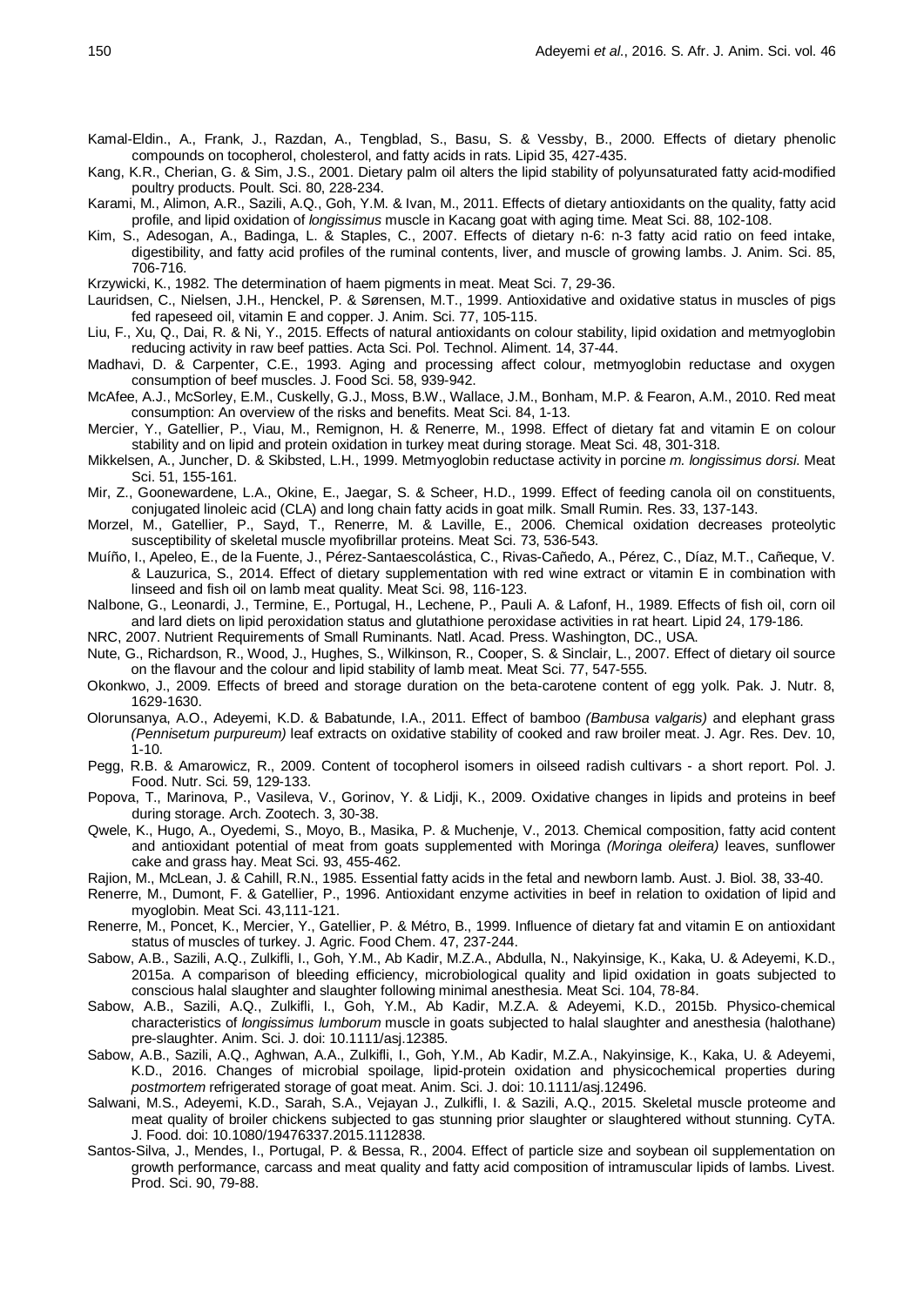Kamal-Eldin., A., Frank, J., Razdan, A., Tengblad, S., Basu, S. & Vessby, B., 2000. Effects of dietary phenolic compounds on tocopherol, cholesterol, and fatty acids in rats. Lipid 35, 427-435.

Kang, K.R., Cherian, G. & Sim, J.S., 2001. Dietary palm oil alters the lipid stability of polyunsaturated fatty acid-modified poultry products. Poult. Sci. 80, 228-234.

Karami, M., Alimon, A.R., Sazili, A.Q., Goh, Y.M. & Ivan, M., 2011. Effects of dietary antioxidants on the quality, fatty acid profile, and lipid oxidation of *longissimus* muscle in Kacang goat with aging time. Meat Sci. 88, 102-108.

Kim, S., Adesogan, A., Badinga, L. & Staples, C., 2007. Effects of dietary n-6: n-3 fatty acid ratio on feed intake, digestibility, and fatty acid profiles of the ruminal contents, liver, and muscle of growing lambs. J. Anim. Sci. 85, 706-716.

Krzywicki, K., 1982. The determination of haem pigments in meat. Meat Sci. 7, 29-36.

Lauridsen, C., Nielsen, J.H., Henckel, P. & Sørensen, M.T., 1999. Antioxidative and oxidative status in muscles of pigs fed rapeseed oil, vitamin E and copper. J. Anim. Sci. 77, 105-115.

Liu, F., Xu, Q., Dai, R. & Ni, Y., 2015. Effects of natural antioxidants on colour stability, lipid oxidation and metmyoglobin reducing activity in raw beef patties. Acta Sci. Pol. Technol. Aliment. 14, 37-44.

Madhavi, D. & Carpenter, C.E., 1993. Aging and processing affect colour, metmyoglobin reductase and oxygen consumption of beef muscles. J. Food Sci. 58, 939-942.

McAfee, A.J., McSorley, E.M., Cuskelly, G.J., Moss, B.W., Wallace, J.M., Bonham, M.P. & Fearon, A.M., 2010. Red meat consumption: An overview of the risks and benefits. Meat Sci. 84, 1-13.

Mercier, Y., Gatellier, P., Viau, M., Remignon, H. & Renerre, M., 1998. Effect of dietary fat and vitamin E on colour stability and on lipid and protein oxidation in turkey meat during storage. Meat Sci. 48, 301-318.

Mikkelsen, A., Juncher, D. & Skibsted, L.H., 1999. Metmyoglobin reductase activity in porcine *m. longissimus dorsi*. Meat Sci. 51, 155-161.

Mir, Z., Goonewardene, L.A., Okine, E., Jaegar, S. & Scheer, H.D., 1999. Effect of feeding canola oil on constituents, conjugated linoleic acid (CLA) and long chain fatty acids in goat milk. Small Rumin. Res. 33, 137-143.

Morzel, M., Gatellier, P., Sayd, T., Renerre, M. & Laville, E., 2006. Chemical oxidation decreases proteolytic susceptibility of skeletal muscle myofibrillar proteins. Meat Sci. 73, 536-543.

Muíño, I., Apeleo, E., de la Fuente, J., Pérez-Santaescolástica, C., Rivas-Cañedo, A., Pérez, C., Díaz, M.T., Cañeque, V. & Lauzurica, S., 2014. Effect of dietary supplementation with red wine extract or vitamin E in combination with linseed and fish oil on lamb meat quality. Meat Sci. 98, 116-123.

Nalbone, G., Leonardi, J., Termine, E., Portugal, H., Lechene, P., Pauli A. & Lafonf, H., 1989. Effects of fish oil, corn oil and lard diets on lipid peroxidation status and glutathione peroxidase activities in rat heart. Lipid 24, 179-186.

NRC, 2007. Nutrient Requirements of Small Ruminants. Natl. Acad. Press. Washington, DC., USA.

Nute, G., Richardson, R., Wood, J., Hughes, S., Wilkinson, R., Cooper, S. & Sinclair, L., 2007. Effect of dietary oil source on the flavour and the colour and lipid stability of lamb meat. Meat Sci. 77, 547-555.

Okonkwo, J., 2009. Effects of breed and storage duration on the beta-carotene content of egg yolk. Pak. J. Nutr. 8, 1629-1630.

Olorunsanya, A.O., Adeyemi, K.D. & Babatunde, I.A., 2011. Effect of bamboo *(Bambusa valgaris)* and elephant grass *(Pennisetum purpureum)* leaf extracts on oxidative stability of cooked and raw broiler meat. J. Agr. Res. Dev. 10, 1-10.

Pegg, R.B. & Amarowicz, R., 2009. Content of tocopherol isomers in oilseed radish cultivars - a short report. Pol. J. Food. Nutr. Sci. 59, 129-133.

Popova, T., Marinova, P., Vasileva, V., Gorinov, Y. & Lidji, K., 2009. Oxidative changes in lipids and proteins in beef during storage. Arch. Zootech. 3, 30-38.

Qwele, K., Hugo, A., Oyedemi, S., Moyo, B., Masika, P. & Muchenje, V., 2013. Chemical composition, fatty acid content and antioxidant potential of meat from goats supplemented with Moringa *(Moringa oleifera)* leaves, sunflower cake and grass hay. Meat Sci. 93, 455-462.

Rajion, M., McLean, J. & Cahill, R.N., 1985. Essential fatty acids in the fetal and newborn lamb. Aust. J. Biol. 38, 33-40.

Renerre, M., Dumont, F. & Gatellier, P., 1996. Antioxidant enzyme activities in beef in relation to oxidation of lipid and myoglobin. Meat Sci. 43,111-121.

Renerre, M., Poncet, K., Mercier, Y., Gatellier, P. & Métro, B., 1999. Influence of dietary fat and vitamin E on antioxidant status of muscles of turkey. J. Agric. Food Chem. 47, 237-244.

Sabow, A.B., Sazili, A.Q., Zulkifli, I., Goh, Y.M., Ab Kadir, M.Z.A., Abdulla, N., Nakyinsige, K., Kaka, U. & Adeyemi, K.D., 2015a. A comparison of bleeding efficiency, microbiological quality and lipid oxidation in goats subjected to conscious halal slaughter and slaughter following minimal anesthesia. Meat Sci. 104, 78-84.

Sabow, A.B., Sazili, A.Q., Zulkifli, I., Goh, Y.M., Ab Kadir, M.Z.A. & Adeyemi, K.D., 2015b. Physico-chemical characteristics of *longissimus lumborum* muscle in goats subjected to halal slaughter and anesthesia (halothane) pre-slaughter. Anim. Sci. J. doi: 10.1111/asj.12385.

Sabow, A.B., Sazili, A.Q., Aghwan, A.A., Zulkifli, I., Goh, Y.M., Ab Kadir, M.Z.A., Nakyinsige, K., Kaka, U. & Adeyemi, K.D., 2016. Changes of microbial spoilage, lipid-protein oxidation and physicochemical properties during *postmortem* refrigerated storage of goat meat. Anim. Sci. J. doi: 10.1111/asj.12496.

Salwani, M.S., Adeyemi, K.D., Sarah, S.A., Vejayan J., Zulkifli, I. & Sazili, A.Q., 2015. Skeletal muscle proteome and meat quality of broiler chickens subjected to gas stunning prior slaughter or slaughtered without stunning. CyTA. J. Food. doi: 10.1080/19476337.2015.1112838.

Santos-Silva, J., Mendes, I., Portugal, P. & Bessa, R., 2004. Effect of particle size and soybean oil supplementation on growth performance, carcass and meat quality and fatty acid composition of intramuscular lipids of lambs. Livest. Prod. Sci. 90, 79-88.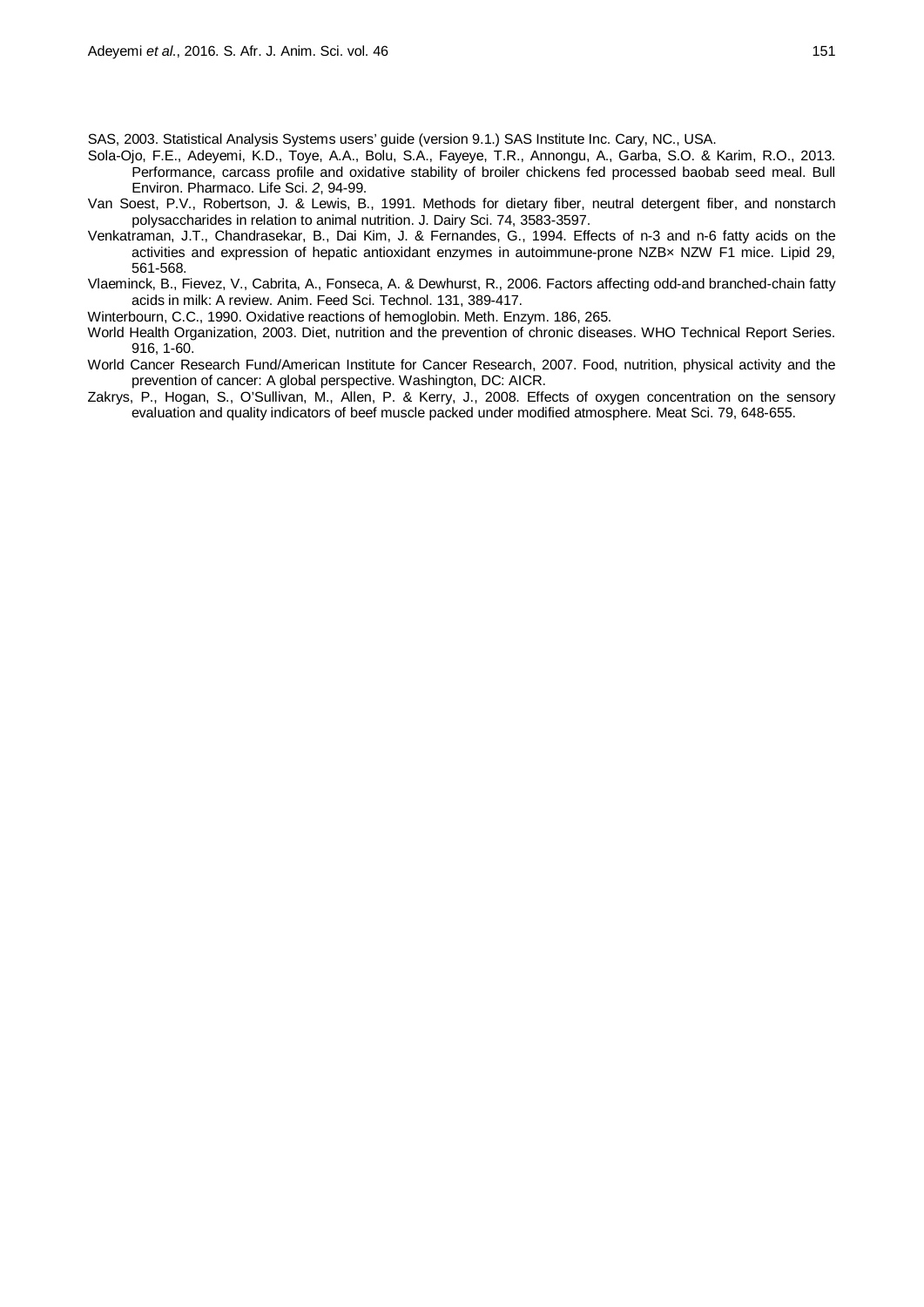SAS, 2003. Statistical Analysis Systems users' guide (version 9.1.) SAS Institute Inc. Cary, NC., USA.

Sola-Ojo, F.E., Adeyemi, K.D., Toye, A.A., Bolu, S.A., Fayeye, T.R., Annongu, A., Garba, S.O. & Karim, R.O., 2013. Performance, carcass profile and oxidative stability of broiler chickens fed processed baobab seed meal. Bull Environ. Pharmaco. Life Sci. *2*, 94-99.

Van Soest, P.V., Robertson, J. & Lewis, B., 1991. Methods for dietary fiber, neutral detergent fiber, and nonstarch polysaccharides in relation to animal nutrition. J. Dairy Sci. 74, 3583-3597.

Venkatraman, J.T., Chandrasekar, B., Dai Kim, J. & Fernandes, G., 1994. Effects of n-3 and n-6 fatty acids on the activities and expression of hepatic antioxidant enzymes in autoimmune-prone NZB× NZW F1 mice. Lipid 29, 561-568.

Vlaeminck, B., Fievez, V., Cabrita, A., Fonseca, A. & Dewhurst, R., 2006. Factors affecting odd-and branched-chain fatty acids in milk: A review. Anim. Feed Sci. Technol. 131, 389-417.

Winterbourn, C.C., 1990. Oxidative reactions of hemoglobin. Meth. Enzym. 186, 265.

World Health Organization, 2003. Diet, nutrition and the prevention of chronic diseases. WHO Technical Report Series. 916, 1-60.

World Cancer Research Fund/American Institute for Cancer Research, 2007. Food, nutrition, physical activity and the prevention of cancer: A global perspective. Washington, DC: AICR.

Zakrys, P., Hogan, S., O'Sullivan, M., Allen, P. & Kerry, J., 2008. Effects of oxygen concentration on the sensory evaluation and quality indicators of beef muscle packed under modified atmosphere. Meat Sci. 79, 648-655.